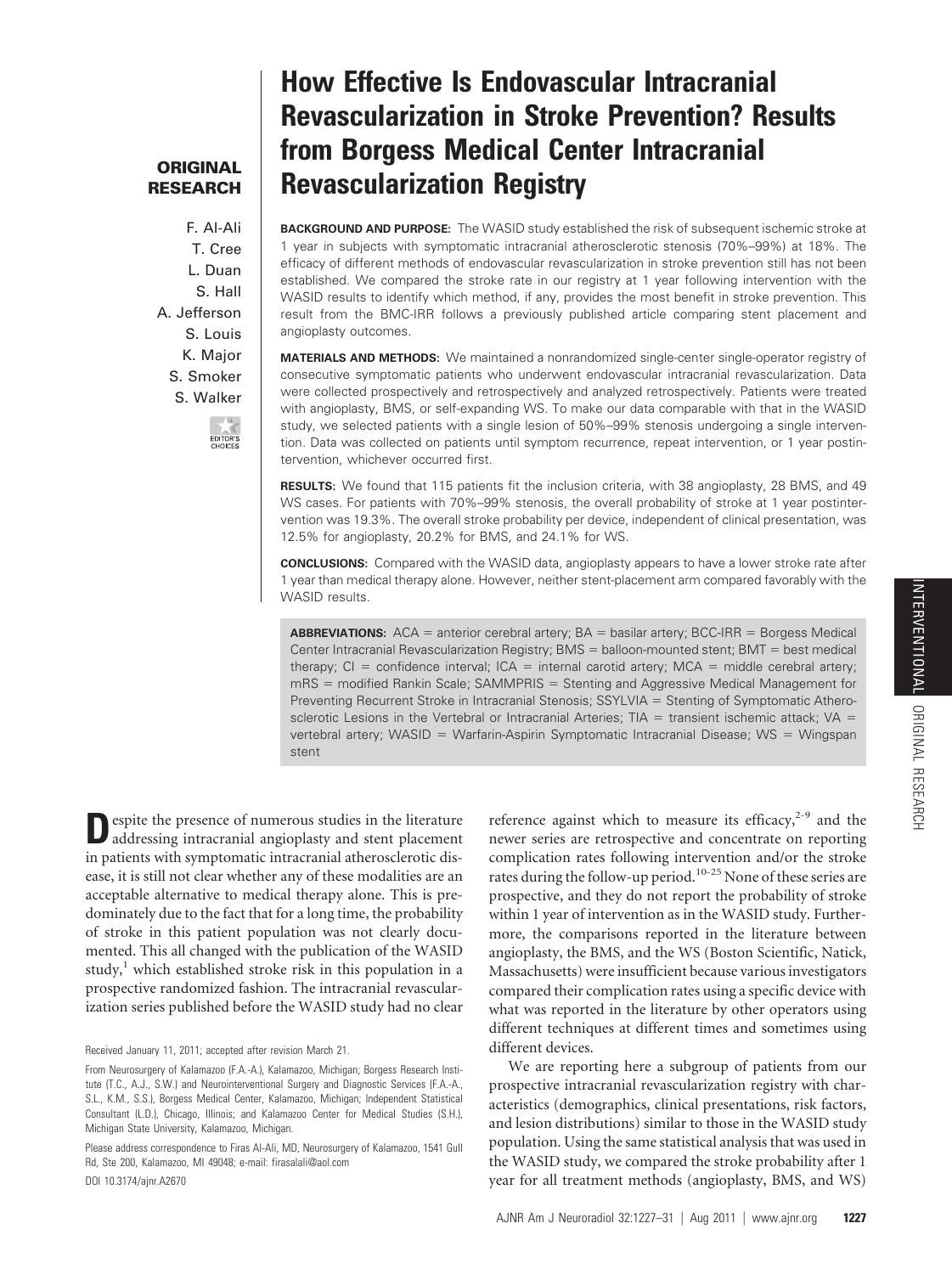ORIGINAL RESEARCH

# How Effective Is Endovascular Intracranial Revascularization in Stroke Prevention? Results from Borgess Medical Center Intracranial Revascularization Registry

F. Al-Ali
T. Cree
L. Duan
S. Hall
A. Jefferson
S. Louis
K. Major
S. Smoker
S. Walker

**BACKGROUND AND PURPOSE:** The WASID study established the risk of subsequent ischemic stroke at 1 year in subjects with symptomatic intracranial atherosclerotic stenosis (70%–99%) at 18%. The efficacy of different methods of endovascular revascularization in stroke prevention still has not been established. We compared the stroke rate in our registry at 1 year following intervention with the WASID results to identify which method, if any, provides the most benefit in stroke prevention. This result from the BMC-IRR follows a previously published article comparing stent placement and angioplasty outcomes.

**MATERIALS AND METHODS:** We maintained a nonrandomized single-center single-operator registry of consecutive symptomatic patients who underwent endovascular intracranial revascularization. Data were collected prospectively and retrospectively and analyzed retrospectively. Patients were treated with angioplasty, BMS, or self-expanding WS. To make our data comparable with that in the WASID study, we selected patients with a single lesion of 50%–99% stenosis undergoing a single intervention. Data was collected on patients until symptom recurrence, repeat intervention, or 1 year postintervention, whichever occurred first.

**RESULTS:** We found that 115 patients fit the inclusion criteria, with 38 angioplasty, 28 BMS, and 49 WS cases. For patients with 70%–99% stenosis, the overall probability of stroke at 1 year postintervention was 19.3%. The overall stroke probability per device, independent of clinical presentation, was 12.5% for angioplasty, 20.2% for BMS, and 24.1% for WS.

**CONCLUSIONS:** Compared with the WASID data, angioplasty appears to have a lower stroke rate after 1 year than medical therapy alone. However, neither stent-placement arm compared favorably with the WASID results.

**ABBREVIATIONS:** ACA = anterior cerebral artery; BA = basilar artery; BCC-IRR = Borgess Medical Center Intracranial Revascularization Registry; BMS = balloon-mounted stent; BMT = best medical therapy; CI = confidence interval; ICA = internal carotid artery; MCA = middle cerebral artery; mRS = modified Rankin Scale; SAMMPRIS = Stenting and Aggressive Medical Management for Preventing Recurrent Stroke in Intracranial Stenosis; SSYLVIA = Stenting of Symptomatic Atherosclerotic Lesions in the Vertebral or Intracranial Arteries; TIA = transient ischemic attack; VA = vertebral artery; WASID = Warfarin-Aspirin Symptomatic Intracranial Disease; WS = Wingspan stent

Despite the presence of numerous studies in the literature addressing intracranial angioplasty and stent placement in patients with symptomatic intracranial atherosclerotic disease, it is still not clear whether any of these modalities are an acceptable alternative to medical therapy alone. This is predominately due to the fact that for a long time, the probability of stroke in this patient population was not clearly documented. This all changed with the publication of the WASID study,[1] which established stroke risk in this population in a prospective randomized fashion. The intracranial revascularization series published before the WASID study had no clear reference against which to measure its efficacy,[2-9] and the newer series are retrospective and concentrate on reporting complication rates following intervention and/or the stroke rates during the follow-up period.[10-25] None of these series are prospective, and they do not report the probability of stroke within 1 year of intervention as in the WASID study. Furthermore, the comparisons reported in the literature between angioplasty, the BMS, and the WS (Boston Scientific, Natick, Massachusetts) were insufficient because various investigators compared their complication rates using a specific device with what was reported in the literature by other operators using different techniques at different times and sometimes using different devices.

We are reporting here a subgroup of patients from our prospective intracranial revascularization registry with characteristics (demographics, clinical presentations, risk factors, and lesion distributions) similar to those in the WASID study population. Using the same statistical analysis that was used in the WASID study, we compared the stroke probability after 1 year for all treatment methods (angioplasty, BMS, and WS)

Received January 11, 2011; accepted after revision March 21.

From Neurosurgery of Kalamazoo (F.A.-A.), Kalamazoo, Michigan; Borgess Research Institute (T.C., A.J., S.W.) and Neurointerventional Surgery and Diagnostic Services (F.A.-A., S.L., K.M., S.S.), Borgess Medical Center, Kalamazoo, Michigan; Independent Statistical Consultant (L.D.), Chicago, Illinois; and Kalamazoo Center for Medical Studies (S.H.), Michigan State University, Kalamazoo, Michigan.

Please address correspondence to Firas Al-Ali, MD, Neurosurgery of Kalamazoo, 1541 Gull Rd, Ste 200, Kalamazoo, MI 49048; e-mail: firasalali@aol.com

DOI 10.3174/ajnr.A2670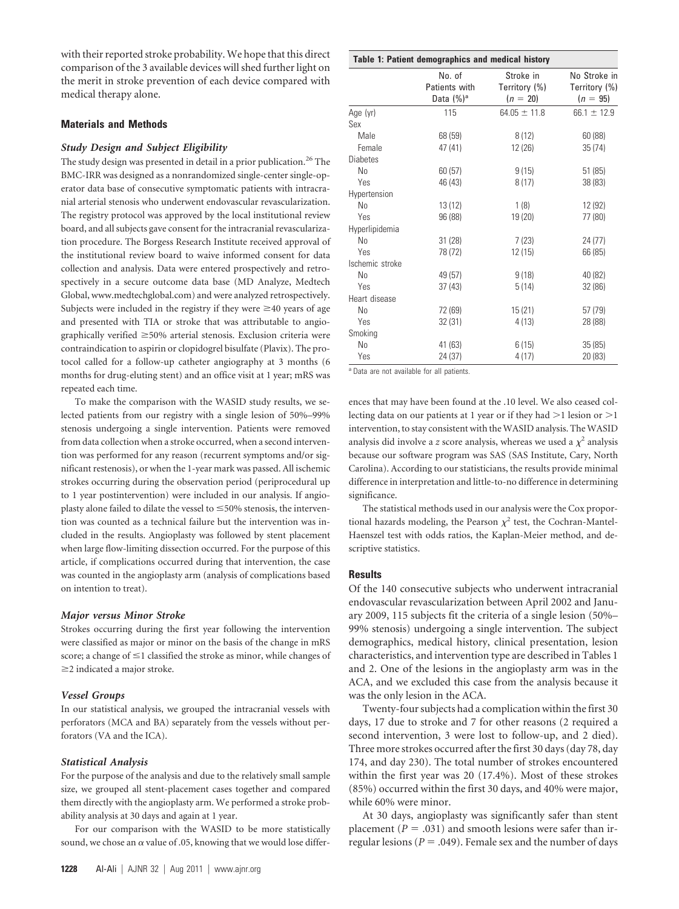with their reported stroke probability. We hope that this direct comparison of the 3 available devices will shed further light on the merit in stroke prevention of each device compared with medical therapy alone.

## Materials and Methods

### *Study Design and Subject Eligibility*

The study design was presented in detail in a prior publication.[26] The BMC-IRR was designed as a nonrandomized single-center single-operator data base of consecutive symptomatic patients with intracranial arterial stenosis who underwent endovascular revascularization. The registry protocol was approved by the local institutional review board, and all subjects gave consent for the intracranial revascularization procedure. The Borgess Research Institute received approval of the institutional review board to waive informed consent for data collection and analysis. Data were entered prospectively and retrospectively in a secure outcome data base (MD Analyze, Medtech Global, www.medtechglobal.com) and were analyzed retrospectively. Subjects were included in the registry if they were ≥40 years of age and presented with TIA or stroke that was attributable to angiographically verified ≥50% arterial stenosis. Exclusion criteria were contraindication to aspirin or clopidogrel bisulfate (Plavix). The protocol called for a follow-up catheter angiography at 3 months (6 months for drug-eluting stent) and an office visit at 1 year; mRS was repeated each time.

To make the comparison with the WASID study results, we selected patients from our registry with a single lesion of 50%–99% stenosis undergoing a single intervention. Patients were removed from data collection when a stroke occurred, when a second intervention was performed for any reason (recurrent symptoms and/or significant restenosis), or when the 1-year mark was passed. All ischemic strokes occurring during the observation period (periprocedural up to 1 year postintervention) were included in our analysis. If angioplasty alone failed to dilate the vessel to ≤50% stenosis, the intervention was counted as a technical failure but the intervention was included in the results. Angioplasty was followed by stent placement when large flow-limiting dissection occurred. For the purpose of this article, if complications occurred during that intervention, the case was counted in the angioplasty arm (analysis of complications based on intention to treat).

### *Major versus Minor Stroke*

Strokes occurring during the first year following the intervention were classified as major or minor on the basis of the change in mRS score; a change of ≤1 classified the stroke as minor, while changes of ≥2 indicated a major stroke.

### *Vessel Groups*

In our statistical analysis, we grouped the intracranial vessels with perforators (MCA and BA) separately from the vessels without perforators (VA and the ICA).

### *Statistical Analysis*

For the purpose of the analysis and due to the relatively small sample size, we grouped all stent-placement cases together and compared them directly with the angioplasty arm. We performed a stroke probability analysis at 30 days and again at 1 year.

For our comparison with the WASID to be more statistically sound, we chose an $\alpha$ value of .05, knowing that we would lose differences that may have been found at the .10 level. We also ceased collecting data on our patients at 1 year or if they had >1 lesion or >1 intervention, to stay consistent with the WASID analysis. The WASID analysis did involve a *z* score analysis, whereas we used a $\chi^2$ analysis because our software program was SAS (SAS Institute, Cary, North Carolina). According to our statisticians, the results provide minimal difference in interpretation and little-to-no difference in determining significance.

The statistical methods used in our analysis were the Cox proportional hazards modeling, the Pearson $\chi^2$ test, the Cochran-Mantel-Haenszel test with odds ratios, the Kaplan-Meier method, and descriptive statistics.

**Table 1: Patient demographics and medical history**

| | No. of Patients with Data (%)[a] | Stroke in Territory (%) ($n$ = 20) | No Stroke in Territory (%) ($n$ = 95) |
|---|---|---|---|
| Age (yr) | 115 | 64.05 ± 11.8 | 66.1 ± 12.9 |
| Sex | | | |
| Male | 68 (59) | 8 (12) | 60 (88) |
| Female | 47 (41) | 12 (26) | 35 (74) |
| Diabetes | | | |
| No | 60 (57) | 9 (15) | 51 (85) |
| Yes | 46 (43) | 8 (17) | 38 (83) |
| Hypertension | | | |
| No | 13 (12) | 1 (8) | 12 (92) |
| Yes | 96 (88) | 19 (20) | 77 (80) |
| Hyperlipidemia | | | |
| No | 31 (28) | 7 (23) | 24 (77) |
| Yes | 78 (72) | 12 (15) | 66 (85) |
| Ischemic stroke | | | |
| No | 49 (57) | 9 (18) | 40 (82) |
| Yes | 37 (43) | 5 (14) | 32 (86) |
| Heart disease | | | |
| No | 72 (69) | 15 (21) | 57 (79) |
| Yes | 32 (31) | 4 (13) | 28 (88) |
| Smoking | | | |
| No | 41 (63) | 6 (15) | 35 (85) |
| Yes | 24 (37) | 4 (17) | 20 (83) |

[a] Data are not available for all patients.

## Results

Of the 140 consecutive subjects who underwent intracranial endovascular revascularization between April 2002 and January 2009, 115 subjects fit the criteria of a single lesion (50%–99% stenosis) undergoing a single intervention. The subject demographics, medical history, clinical presentation, lesion characteristics, and intervention type are described in Tables 1 and 2. One of the lesions in the angioplasty arm was in the ACA, and we excluded this case from the analysis because it was the only lesion in the ACA.

Twenty-four subjects had a complication within the first 30 days, 17 due to stroke and 7 for other reasons (2 required a second intervention, 3 were lost to follow-up, and 2 died). Three more strokes occurred after the first 30 days (day 78, day 174, and day 230). The total number of strokes encountered within the first year was 20 (17.4%). Most of these strokes (85%) occurred within the first 30 days, and 40% were major, while 60% were minor.

At 30 days, angioplasty was significantly safer than stent placement ($P$ = .031) and smooth lesions were safer than irregular lesions ($P$ = .049). Female sex and the number of days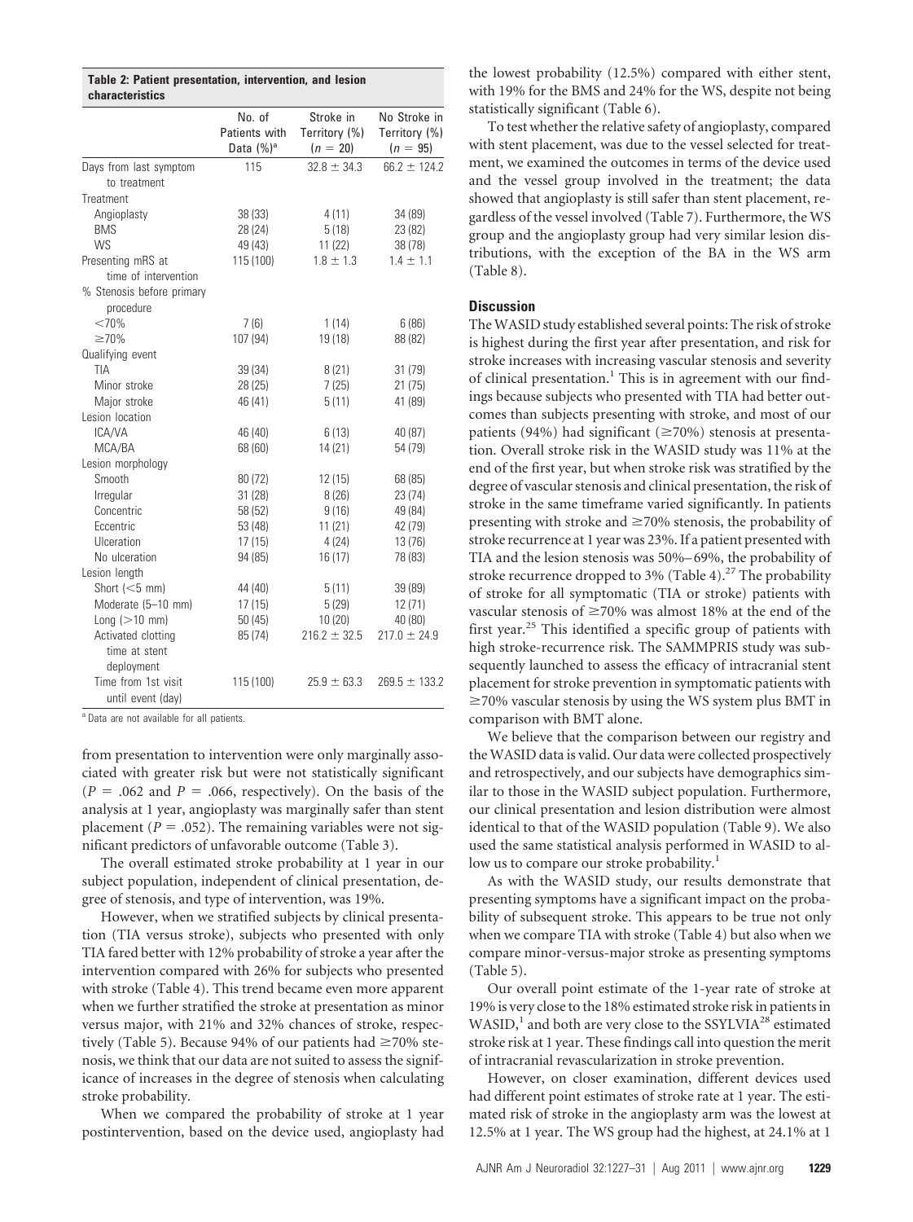**Table 2: Patient presentation, intervention, and lesion characteristics**

| | No. of Patients with Data (%)[a] | Stroke in Territory (%) ($n = 20$) | No Stroke in Territory (%) ($n = 95$) |
|---|---|---|---|
| Days from last symptom to treatment | 115 | 32.8 ± 34.3 | 66.2 ± 124.2 |
| Treatment | | | |
| Angioplasty | 38 (33) | 4 (11) | 34 (89) |
| BMS | 28 (24) | 5 (18) | 23 (82) |
| WS | 49 (43) | 11 (22) | 38 (78) |
| Presenting mRS at time of intervention | 115 (100) | 1.8 ± 1.3 | 1.4 ± 1.1 |
| % Stenosis before primary procedure | | | |
| <70% | 7 (6) | 1 (14) | 6 (86) |
| ≥70% | 107 (94) | 19 (18) | 88 (82) |
| Qualifying event | | | |
| TIA | 39 (34) | 8 (21) | 31 (79) |
| Minor stroke | 28 (25) | 7 (25) | 21 (75) |
| Major stroke | 46 (41) | 5 (11) | 41 (89) |
| Lesion location | | | |
| ICA/VA | 46 (40) | 6 (13) | 40 (87) |
| MCA/BA | 68 (60) | 14 (21) | 54 (79) |
| Lesion morphology | | | |
| Smooth | 80 (72) | 12 (15) | 68 (85) |
| Irregular | 31 (28) | 8 (26) | 23 (74) |
| Concentric | 58 (52) | 9 (16) | 49 (84) |
| Eccentric | 53 (48) | 11 (21) | 42 (79) |
| Ulceration | 17 (15) | 4 (24) | 13 (76) |
| No ulceration | 94 (85) | 16 (17) | 78 (83) |
| Lesion length | | | |
| Short (<5 mm) | 44 (40) | 5 (11) | 39 (89) |
| Moderate (5–10 mm) | 17 (15) | 5 (29) | 12 (71) |
| Long (>10 mm) | 50 (45) | 10 (20) | 40 (80) |
| Activated clotting time at stent deployment | 85 (74) | 216.2 ± 32.5 | 217.0 ± 24.9 |
| Time from 1st visit until event (day) | 115 (100) | 25.9 ± 63.3 | 269.5 ± 133.2 |

[a] Data are not available for all patients.

from presentation to intervention were only marginally associated with greater risk but were not statistically significant ($P = .062$ and $P = .066$, respectively). On the basis of the analysis at 1 year, angioplasty was marginally safer than stent placement ($P = .052$). The remaining variables were not significant predictors of unfavorable outcome (Table 3).

The overall estimated stroke probability at 1 year in our subject population, independent of clinical presentation, degree of stenosis, and type of intervention, was 19%.

However, when we stratified subjects by clinical presentation (TIA versus stroke), subjects who presented with only TIA fared better with 12% probability of stroke a year after the intervention compared with 26% for subjects who presented with stroke (Table 4). This trend became even more apparent when we further stratified the stroke at presentation as minor versus major, with 21% and 32% chances of stroke, respectively (Table 5). Because 94% of our patients had ≥70% stenosis, we think that our data are not suited to assess the significance of increases in the degree of stenosis when calculating stroke probability.

When we compared the probability of stroke at 1 year postintervention, based on the device used, angioplasty had the lowest probability (12.5%) compared with either stent, with 19% for the BMS and 24% for the WS, despite not being statistically significant (Table 6).

To test whether the relative safety of angioplasty, compared with stent placement, was due to the vessel selected for treatment, we examined the outcomes in terms of the device used and the vessel group involved in the treatment; the data showed that angioplasty is still safer than stent placement, regardless of the vessel involved (Table 7). Furthermore, the WS group and the angioplasty group had very similar lesion distributions, with the exception of the BA in the WS arm (Table 8).

## Discussion

The WASID study established several points: The risk of stroke is highest during the first year after presentation, and risk for stroke increases with increasing vascular stenosis and severity of clinical presentation.[1] This is in agreement with our findings because subjects who presented with TIA had better outcomes than subjects presenting with stroke, and most of our patients (94%) had significant (≥70%) stenosis at presentation. Overall stroke risk in the WASID study was 11% at the end of the first year, but when stroke risk was stratified by the degree of vascular stenosis and clinical presentation, the risk of stroke in the same timeframe varied significantly. In patients presenting with stroke and ≥70% stenosis, the probability of stroke recurrence at 1 year was 23%. If a patient presented with TIA and the lesion stenosis was 50%–69%, the probability of stroke recurrence dropped to 3% (Table 4).[27] The probability of stroke for all symptomatic (TIA or stroke) patients with vascular stenosis of ≥70% was almost 18% at the end of the first year.[25] This identified a specific group of patients with high stroke-recurrence risk. The SAMMPRIS study was subsequently launched to assess the efficacy of intracranial stent placement for stroke prevention in symptomatic patients with ≥70% vascular stenosis by using the WS system plus BMT in comparison with BMT alone.

We believe that the comparison between our registry and the WASID data is valid. Our data were collected prospectively and retrospectively, and our subjects have demographics similar to those in the WASID subject population. Furthermore, our clinical presentation and lesion distribution were almost identical to that of the WASID population (Table 9). We also used the same statistical analysis performed in WASID to allow us to compare our stroke probability.[1]

As with the WASID study, our results demonstrate that presenting symptoms have a significant impact on the probability of subsequent stroke. This appears to be true not only when we compare TIA with stroke (Table 4) but also when we compare minor-versus-major stroke as presenting symptoms (Table 5).

Our overall point estimate of the 1-year rate of stroke at 19% is very close to the 18% estimated stroke risk in patients in WASID,[1] and both are very close to the SSYLVIA[28] estimated stroke risk at 1 year. These findings call into question the merit of intracranial revascularization in stroke prevention.

However, on closer examination, different devices used had different point estimates of stroke rate at 1 year. The estimated risk of stroke in the angioplasty arm was the lowest at 12.5% at 1 year. The WS group had the highest, at 24.1% at 1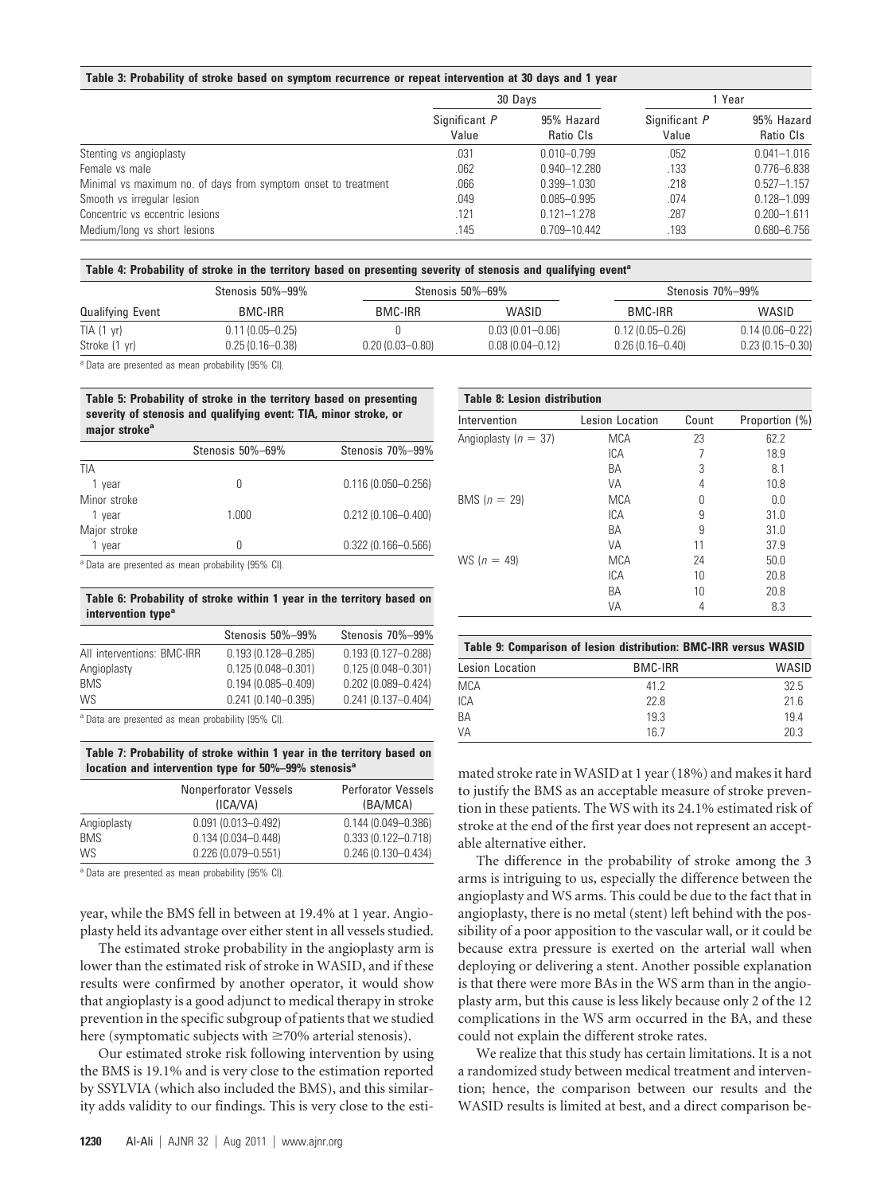**Table 3: Probability of stroke based on symptom recurrence or repeat intervention at 30 days and 1 year**

| | 30 Days | | 1 Year | |
|---|---|---|---|---|
| | Significant *P* Value | 95% Hazard Ratio CIs | Significant *P* Value | 95% Hazard Ratio CIs |
| Stenting vs angioplasty | .031 | 0.010–0.799 | .052 | 0.041–1.016 |
| Female vs male | .062 | 0.940–12.280 | .133 | 0.776–6.838 |
| Minimal vs maximum no. of days from symptom onset to treatment | .066 | 0.399–1.030 | .218 | 0.527–1.157 |
| Smooth vs irregular lesion | .049 | 0.085–0.995 | .074 | 0.128–1.099 |
| Concentric vs eccentric lesions | .121 | 0.121–1.278 | .287 | 0.200–1.611 |
| Medium/long vs short lesions | .145 | 0.709–10.442 | .193 | 0.680–6.756 |

**Table 4: Probability of stroke in the territory based on presenting severity of stenosis and qualifying event[a]**

| | Stenosis 50%–99% | Stenosis 50%–69% | | Stenosis 70%–99% | |
|---|---|---|---|---|---|
| Qualifying Event | BMC-IRR | BMC-IRR | WASID | BMC-IRR | WASID |
| TIA (1 yr) | 0.11 (0.05–0.25) | 0 | 0.03 (0.01–0.06) | 0.12 (0.05–0.26) | 0.14 (0.06–0.22) |
| Stroke (1 yr) | 0.25 (0.16–0.38) | 0.20 (0.03–0.80) | 0.08 (0.04–0.12) | 0.26 (0.16–0.40) | 0.23 (0.15–0.30) |

[a] Data are presented as mean probability (95% CI).

**Table 5: Probability of stroke in the territory based on presenting severity of stenosis and qualifying event: TIA, minor stroke, or major stroke[a]**

| | Stenosis 50%–69% | Stenosis 70%–99% |
|---|---|---|
| TIA | | |
| 1 year | 0 | 0.116 (0.050–0.256) |
| Minor stroke | | |
| 1 year | 1.000 | 0.212 (0.106–0.400) |
| Major stroke | | |
| 1 year | 0 | 0.322 (0.166–0.566) |

[a] Data are presented as mean probability (95% CI).

**Table 6: Probability of stroke within 1 year in the territory based on intervention type[a]**

| | Stenosis 50%–99% | Stenosis 70%–99% |
|---|---|---|
| All interventions: BMC-IRR | 0.193 (0.128–0.285) | 0.193 (0.127–0.288) |
| Angioplasty | 0.125 (0.048–0.301) | 0.125 (0.048–0.301) |
| BMS | 0.194 (0.085–0.409) | 0.202 (0.089–0.424) |
| WS | 0.241 (0.140–0.395) | 0.241 (0.137–0.404) |

[a] Data are presented as mean probability (95% CI).

**Table 7: Probability of stroke within 1 year in the territory based on location and intervention type for 50%–99% stenosis[a]**

| | Nonperforator Vessels (ICA/VA) | Perforator Vessels (BA/MCA) |
|---|---|---|
| Angioplasty | 0.091 (0.013–0.492) | 0.144 (0.049–0.386) |
| BMS | 0.134 (0.034–0.448) | 0.333 (0.122–0.718) |
| WS | 0.226 (0.079–0.551) | 0.246 (0.130–0.434) |

[a] Data are presented as mean probability (95% CI).

year, while the BMS fell in between at 19.4% at 1 year. Angioplasty held its advantage over either stent in all vessels studied.

The estimated stroke probability in the angioplasty arm is lower than the estimated risk of stroke in WASID, and if these results were confirmed by another operator, it would show that angioplasty is a good adjunct to medical therapy in stroke prevention in the specific subgroup of patients that we studied here (symptomatic subjects with ≥70% arterial stenosis).

Our estimated stroke risk following intervention by using the BMS is 19.1% and is very close to the estimation reported by SSYLVIA (which also included the BMS), and this similarity adds validity to our findings. This is very close to the estimated stroke rate in WASID at 1 year (18%) and makes it hard to justify the BMS as an acceptable measure of stroke prevention in these patients. The WS with its 24.1% estimated risk of stroke at the end of the first year does not represent an acceptable alternative either.

**Table 8: Lesion distribution**

| Intervention | Lesion Location | Count | Proportion (%) |
|---|---|---|---|
| Angioplasty ($n = 37$) | MCA | 23 | 62.2 |
| | ICA | 7 | 18.9 |
| | BA | 3 | 8.1 |
| | VA | 4 | 10.8 |
| BMS ($n = 29$) | MCA | 0 | 0.0 |
| | ICA | 9 | 31.0 |
| | BA | 9 | 31.0 |
| | VA | 11 | 37.9 |
| WS ($n = 49$) | MCA | 24 | 50.0 |
| | ICA | 10 | 20.8 |
| | BA | 10 | 20.8 |
| | VA | 4 | 8.3 |

**Table 9: Comparison of lesion distribution: BMC-IRR versus WASID**

| Lesion Location | BMC-IRR | WASID |
|---|---|---|
| MCA | 41.2 | 32.5 |
| ICA | 22.8 | 21.6 |
| BA | 19.3 | 19.4 |
| VA | 16.7 | 20.3 |

The difference in the probability of stroke among the 3 arms is intriguing to us, especially the difference between the angioplasty and WS arms. This could be due to the fact that in angioplasty, there is no metal (stent) left behind with the possibility of a poor apposition to the vascular wall, or it could be because extra pressure is exerted on the arterial wall when deploying or delivering a stent. Another possible explanation is that there were more BAs in the WS arm than in the angioplasty arm, but this cause is less likely because only 2 of the 12 complications in the WS arm occurred in the BA, and these could not explain the different stroke rates.

We realize that this study has certain limitations. It is a not a randomized study between medical treatment and intervention; hence, the comparison between our results and the WASID results is limited at best, and a direct comparison be-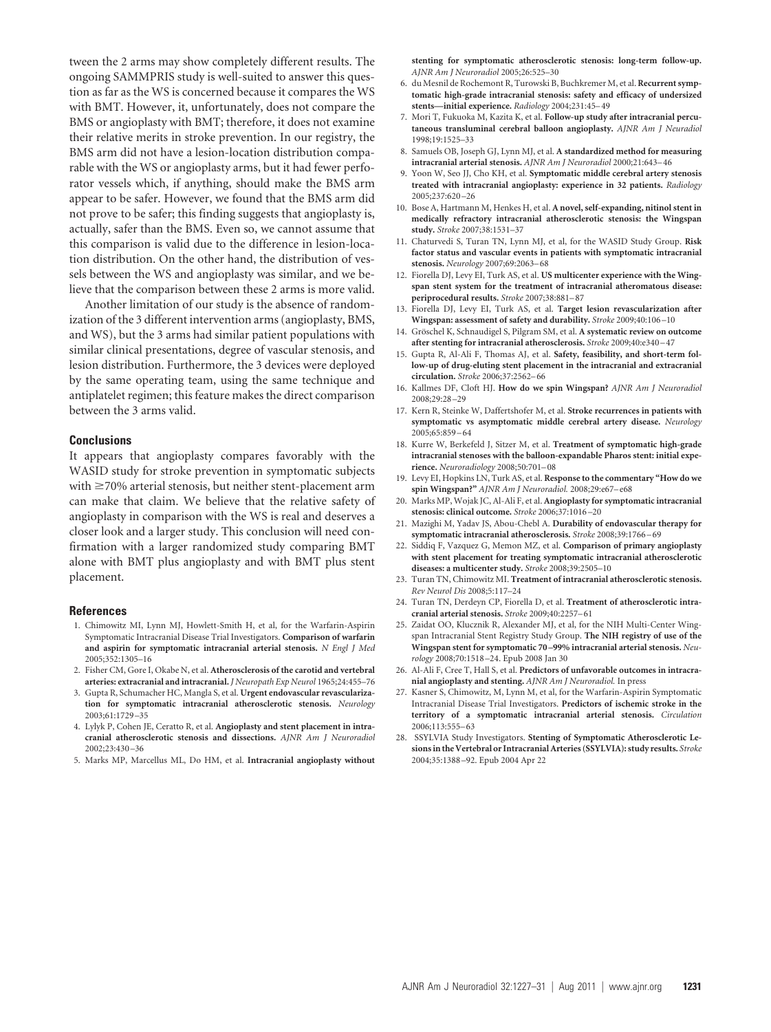tween the 2 arms may show completely different results. The ongoing SAMMPRIS study is well-suited to answer this question as far as the WS is concerned because it compares the WS with BMT. However, it, unfortunately, does not compare the BMS or angioplasty with BMT; therefore, it does not examine their relative merits in stroke prevention. In our registry, the BMS arm did not have a lesion-location distribution comparable with the WS or angioplasty arms, but it had fewer perforator vessels which, if anything, should make the BMS arm appear to be safer. However, we found that the BMS arm did not prove to be safer; this finding suggests that angioplasty is, actually, safer than the BMS. Even so, we cannot assume that this comparison is valid due to the difference in lesion-location distribution. On the other hand, the distribution of vessels between the WS and angioplasty was similar, and we believe that the comparison between these 2 arms is more valid.

Another limitation of our study is the absence of randomization of the 3 different intervention arms (angioplasty, BMS, and WS), but the 3 arms had similar patient populations with similar clinical presentations, degree of vascular stenosis, and lesion distribution. Furthermore, the 3 devices were deployed by the same operating team, using the same technique and antiplatelet regimen; this feature makes the direct comparison between the 3 arms valid.

## Conclusions

It appears that angioplasty compares favorably with the WASID study for stroke prevention in symptomatic subjects with ≥70% arterial stenosis, but neither stent-placement arm can make that claim. We believe that the relative safety of angioplasty in comparison with the WS is real and deserves a closer look and a larger study. This conclusion will need confirmation with a larger randomized study comparing BMT alone with BMT plus angioplasty and with BMT plus stent placement.

## References

1. Chimowitz MI, Lynn MJ, Howlett-Smith H, et al, for the Warfarin-Aspirin Symptomatic Intracranial Disease Trial Investigators. **Comparison of warfarin and aspirin for symptomatic intracranial arterial stenosis.** *N Engl J Med* 2005;352:1305–16
2. Fisher CM, Gore I, Okabe N, et al. **Atherosclerosis of the carotid and vertebral arteries: extracranial and intracranial.** *J Neuropath Exp Neurol* 1965;24:455–76
3. Gupta R, Schumacher HC, Mangla S, et al. **Urgent endovascular revascularization for symptomatic intracranial atherosclerotic stenosis.** *Neurology* 2003;61:1729–35
4. Lylyk P, Cohen JE, Ceratto R, et al. **Angioplasty and stent placement in intracranial atherosclerotic stenosis and dissections.** *AJNR Am J Neuroradiol* 2002;23:430–36
5. Marks MP, Marcellus ML, Do HM, et al. **Intracranial angioplasty without stenting for symptomatic atherosclerotic stenosis: long-term follow-up.** *AJNR Am J Neuroradiol* 2005;26:525–30
6. du Mesnil de Rochemont R, Turowski B, Buchkremer M, et al. **Recurrent symptomatic high-grade intracranial stenosis: safety and efficacy of undersized stents—initial experience.** *Radiology* 2004;231:45–49
7. Mori T, Fukuoka M, Kazita K, et al. **Follow-up study after intracranial percutaneous transluminal cerebral balloon angioplasty.** *AJNR Am J Neuradiol* 1998;19:1525–33
8. Samuels OB, Joseph GJ, Lynn MJ, et al. **A standardized method for measuring intracranial arterial stenosis.** *AJNR Am J Neuroradiol* 2000;21:643–46
9. Yoon W, Seo JJ, Cho KH, et al. **Symptomatic middle cerebral artery stenosis treated with intracranial angioplasty: experience in 32 patients.** *Radiology* 2005;237:620–26
10. Bose A, Hartmann M, Henkes H, et al. **A novel, self-expanding, nitinol stent in medically refractory intracranial atherosclerotic stenosis: the Wingspan study.** *Stroke* 2007;38:1531–37
11. Chaturvedi S, Turan TN, Lynn MJ, et al, for the WASID Study Group. **Risk factor status and vascular events in patients with symptomatic intracranial stenosis.** *Neurology* 2007;69:2063–68
12. Fiorella DJ, Levy EI, Turk AS, et al. **US multicenter experience with the Wingspan stent system for the treatment of intracranial atheromatous disease: periprocedural results.** *Stroke* 2007;38:881–87
13. Fiorella DJ, Levy EI, Turk AS, et al. **Target lesion revascularization after Wingspan: assessment of safety and durability.** *Stroke* 2009;40:106–10
14. Gröschel K, Schnaudigel S, Pilgram SM, et al. **A systematic review on outcome after stenting for intracranial atherosclerosis.** *Stroke* 2009;40:e340–47
15. Gupta R, Al-Ali F, Thomas AJ, et al. **Safety, feasibility, and short-term follow-up of drug-eluting stent placement in the intracranial and extracranial circulation.** *Stroke* 2006;37:2562–66
16. Kallmes DF, Cloft HJ. **How do we spin Wingspan?** *AJNR Am J Neuroradiol* 2008;29:28–29
17. Kern R, Steinke W, Daffertshofer M, et al. **Stroke recurrences in patients with symptomatic vs asymptomatic middle cerebral artery disease.** *Neurology* 2005;65:859–64
18. Kurre W, Berkefeld J, Sitzer M, et al. **Treatment of symptomatic high-grade intracranial stenoses with the balloon-expandable Pharos stent: initial experience.** *Neuroradiology* 2008;50:701–08
19. Levy EI, Hopkins LN, Turk AS, et al. **Response to the commentary "How do we spin Wingspan?"** *AJNR Am J Neuroradiol.* 2008;29:e67–e68
20. Marks MP, Wojak JC, Al-Ali F, et al. **Angioplasty for symptomatic intracranial stenosis: clinical outcome.** *Stroke* 2006;37:1016–20
21. Mazighi M, Yadav JS, Abou-Chebl A. **Durability of endovascular therapy for symptomatic intracranial atherosclerosis.** *Stroke* 2008;39:1766–69
22. Siddiq F, Vazquez G, Memon MZ, et al. **Comparison of primary angioplasty with stent placement for treating symptomatic intracranial atherosclerotic diseases: a multicenter study.** *Stroke* 2008;39:2505–10
23. Turan TN, Chimowitz MI. **Treatment of intracranial atherosclerotic stenosis.** *Rev Neurol Dis* 2008;5:117–24
24. Turan TN, Derdeyn CP, Fiorella D, et al. **Treatment of atherosclerotic intracranial arterial stenosis.** *Stroke* 2009;40:2257–61
25. Zaidat OO, Klucznik R, Alexander MJ, et al, for the NIH Multi-Center Wingspan Intracranial Stent Registry Study Group. **The NIH registry of use of the Wingspan stent for symptomatic 70–99% intracranial arterial stenosis.** *Neurology* 2008;70:1518–24. Epub 2008 Jan 30
26. Al-Ali F, Cree T, Hall S, et al. **Predictors of unfavorable outcomes in intracranial angioplasty and stenting.** *AJNR Am J Neuroradiol.* In press
27. Kasner S, Chimowitz, M, Lynn M, et al, for the Warfarin-Aspirin Symptomatic Intracranial Disease Trial Investigators. **Predictors of ischemic stroke in the territory of a symptomatic intracranial arterial stenosis.** *Circulation* 2006;113:555–63
28. SSYLVIA Study Investigators. **Stenting of Symptomatic Atherosclerotic Lesions in the Vertebral or Intracranial Arteries (SSYLVIA): study results.** *Stroke* 2004;35:1388–92. Epub 2004 Apr 22